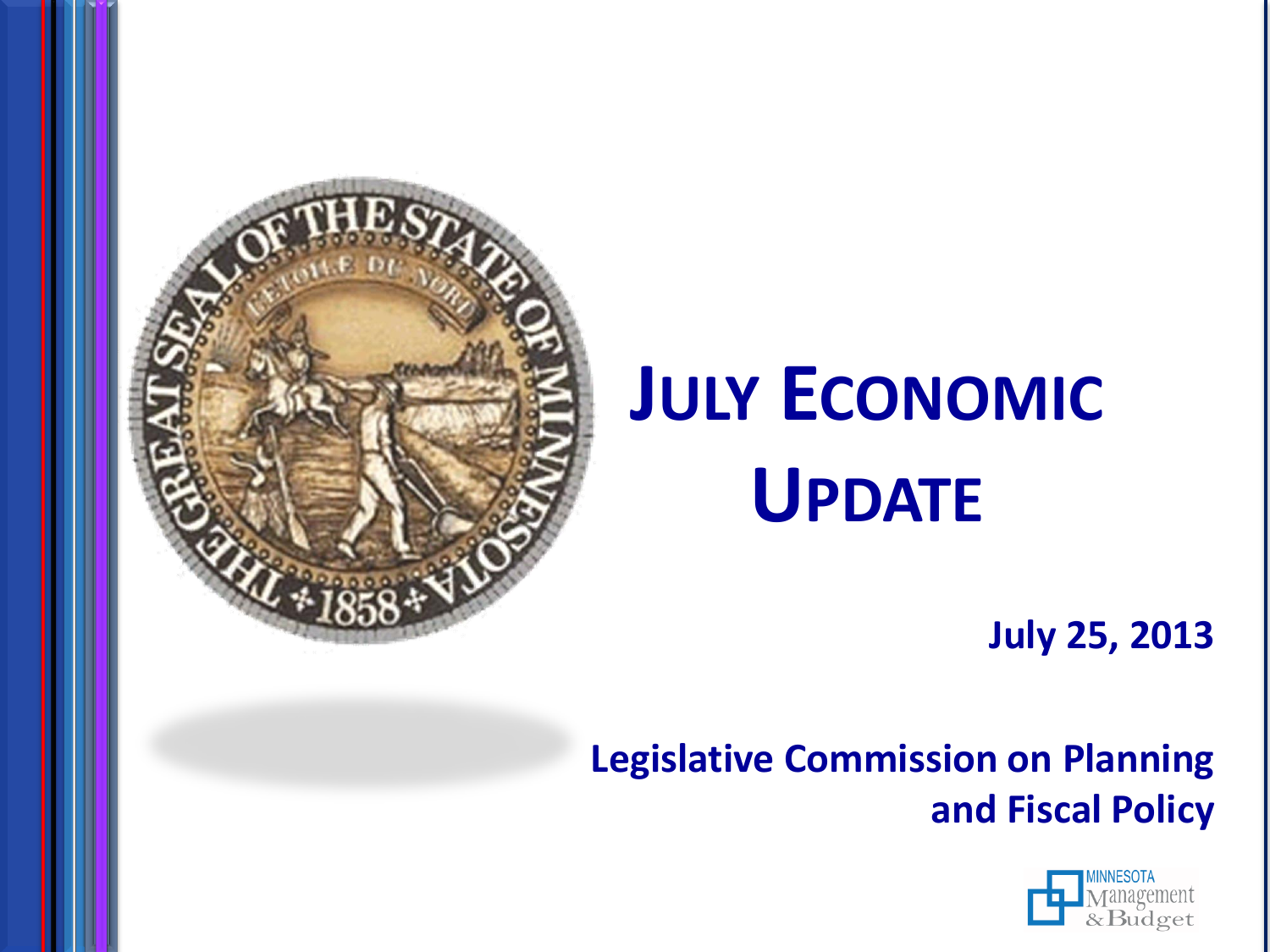# July Economic Update

**July 25, 2013**

**Legislative Commission on Planning and Fiscal Policy**

MINNESOTA Management & Budget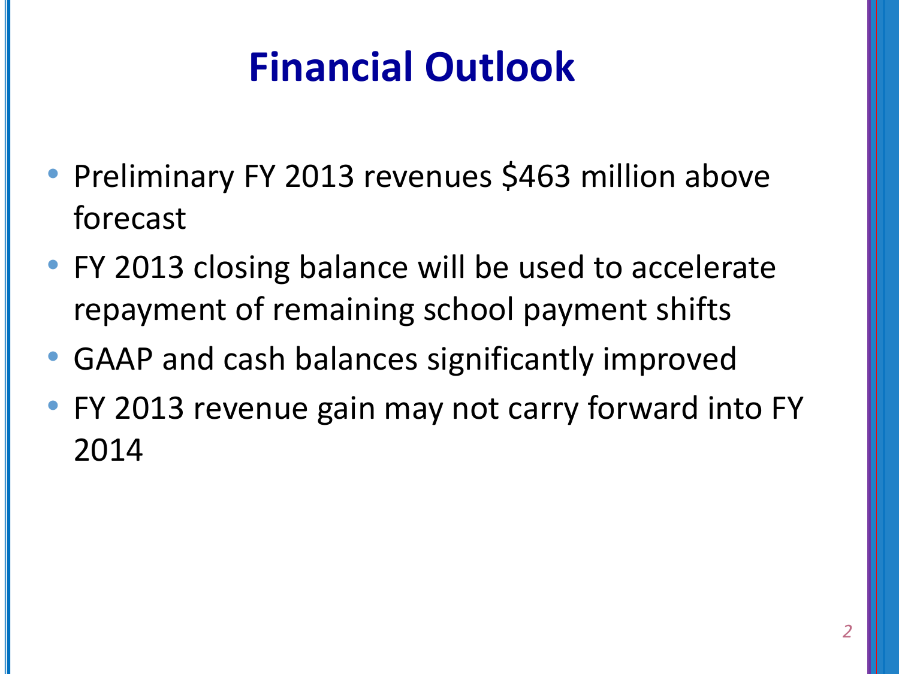# Financial Outlook

- Preliminary FY 2013 revenues $463 million above forecast
- FY 2013 closing balance will be used to accelerate repayment of remaining school payment shifts
- GAAP and cash balances significantly improved
- FY 2013 revenue gain may not carry forward into FY 2014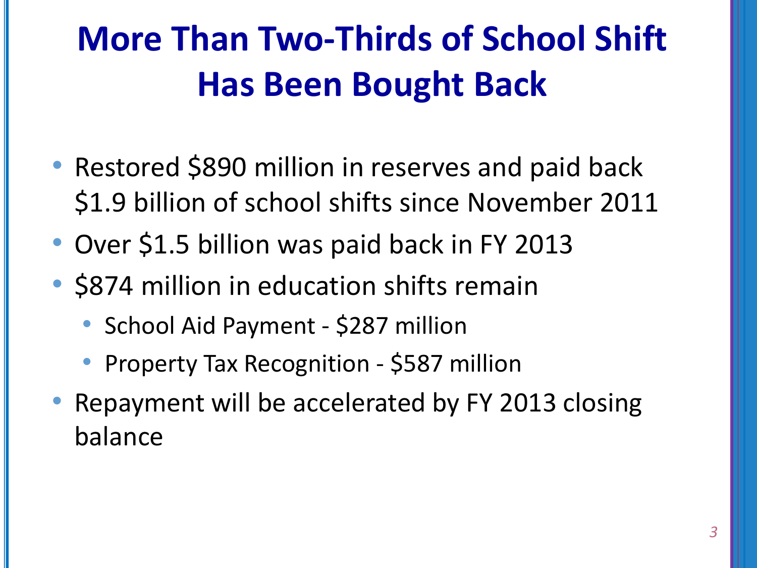# More Than Two-Thirds of School Shift Has Been Bought Back

- Restored $890 million in reserves and paid back $1.9 billion of school shifts since November 2011
- Over $1.5 billion was paid back in FY 2013
- $874 million in education shifts remain
  - School Aid Payment - $287 million
  - Property Tax Recognition - $587 million
- Repayment will be accelerated by FY 2013 closing balance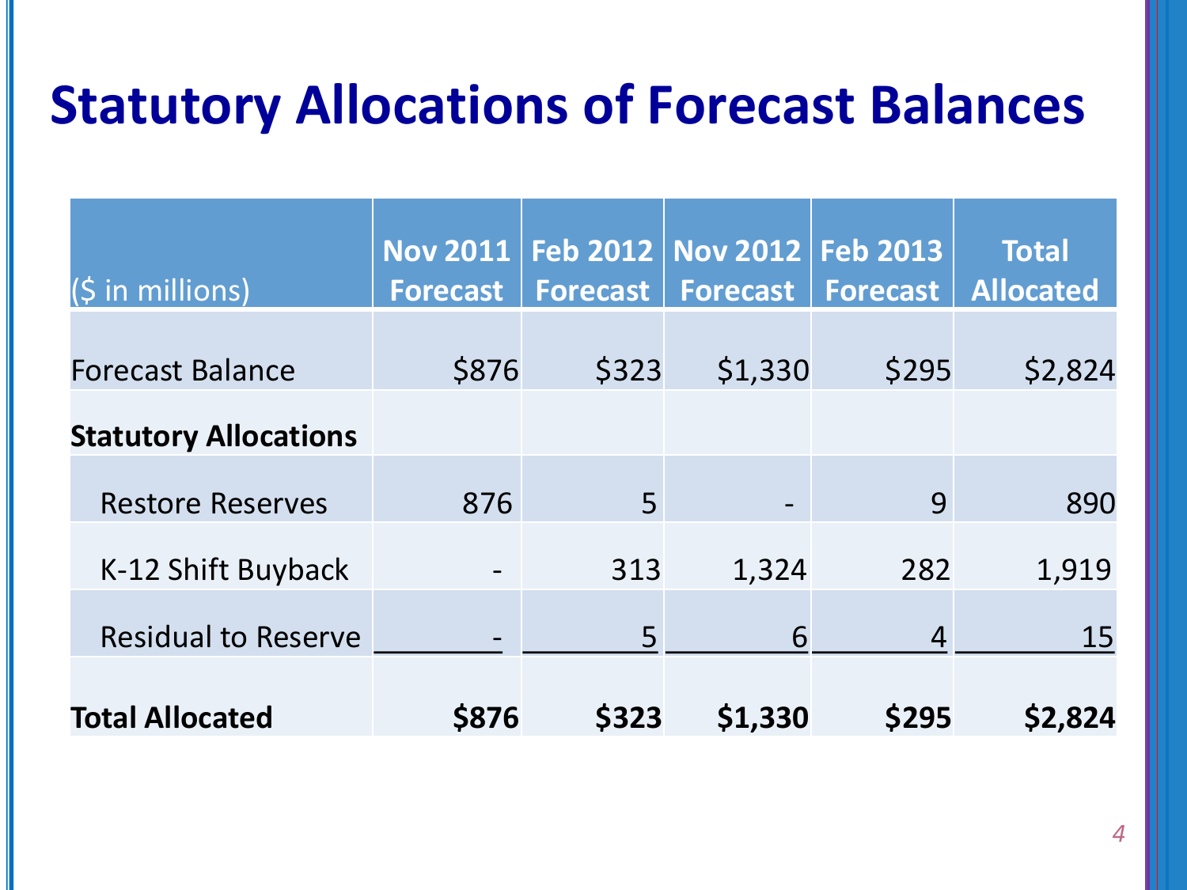# Statutory Allocations of Forecast Balances

| ($ in millions) | Nov 2011 Forecast | Feb 2012 Forecast | Nov 2012 Forecast | Feb 2013 Forecast | Total Allocated |
|---|---|---|---|---|---|
| Forecast Balance | $876 | $323 | $1,330 | $295 | $2,824 |
| **Statutory Allocations** | | | | | |
| Restore Reserves | 876 | 5 | - | 9 | 890 |
| K-12 Shift Buyback | - | 313 | 1,324 | 282 | 1,919 |
| Residual to Reserve | - | 5 | 6 | 4 | 15 |
| **Total Allocated** | **$876** | **$323** | **$1,330** | **$295** | **$2,824** |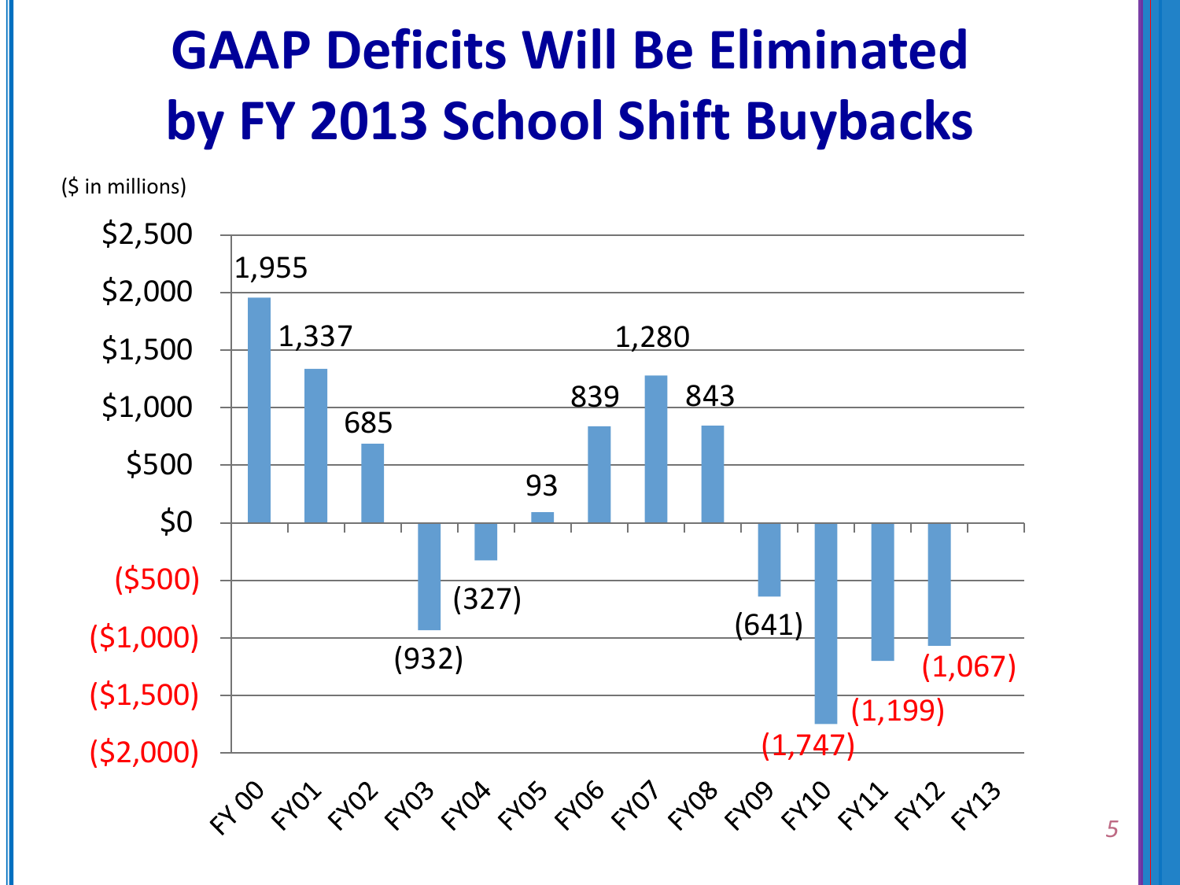# GAAP Deficits Will Be Eliminated by FY 2013 School Shift Buybacks

($ in millions)

| Fiscal Year | Amount |
|---|---|
| FY 00 | 1,955 |
| FY01 | 1,337 |
| FY02 | 685 |
| FY03 | (932) |
| FY04 | (327) |
| FY05 | 93 |
| FY06 | 839 |
| FY07 | 1,280 |
| FY08 | 843 |
| FY09 | (641) |
| FY10 | (1,747) |
| FY11 | (1,199) |
| FY12 | (1,067) |
| FY13 | |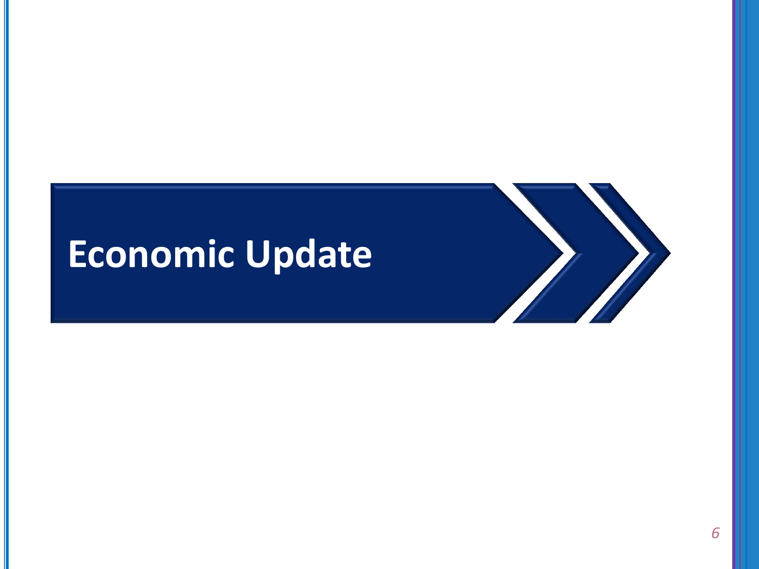# Economic Update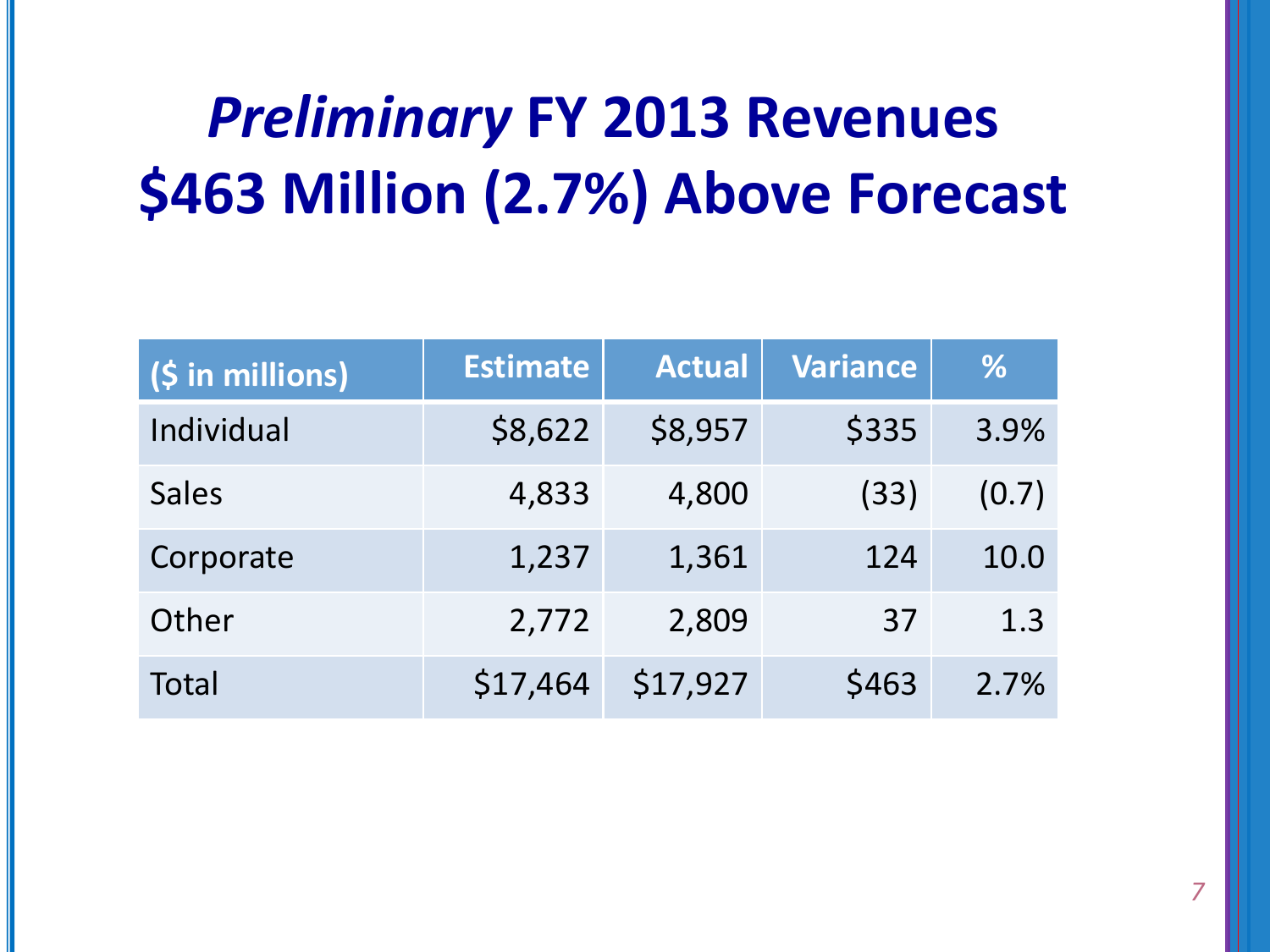# *Preliminary* FY 2013 Revenues $463 Million (2.7%) Above Forecast

| ($ in millions) | Estimate | Actual | Variance | % |
|---|---|---|---|---|
| Individual | $8,622 | $8,957 | $335 | 3.9% |
| Sales | 4,833 | 4,800 | (33) | (0.7) |
| Corporate | 1,237 | 1,361 | 124 | 10.0 |
| Other | 2,772 | 2,809 | 37 | 1.3 |
| Total | $17,464 | $17,927 | $463 | 2.7% |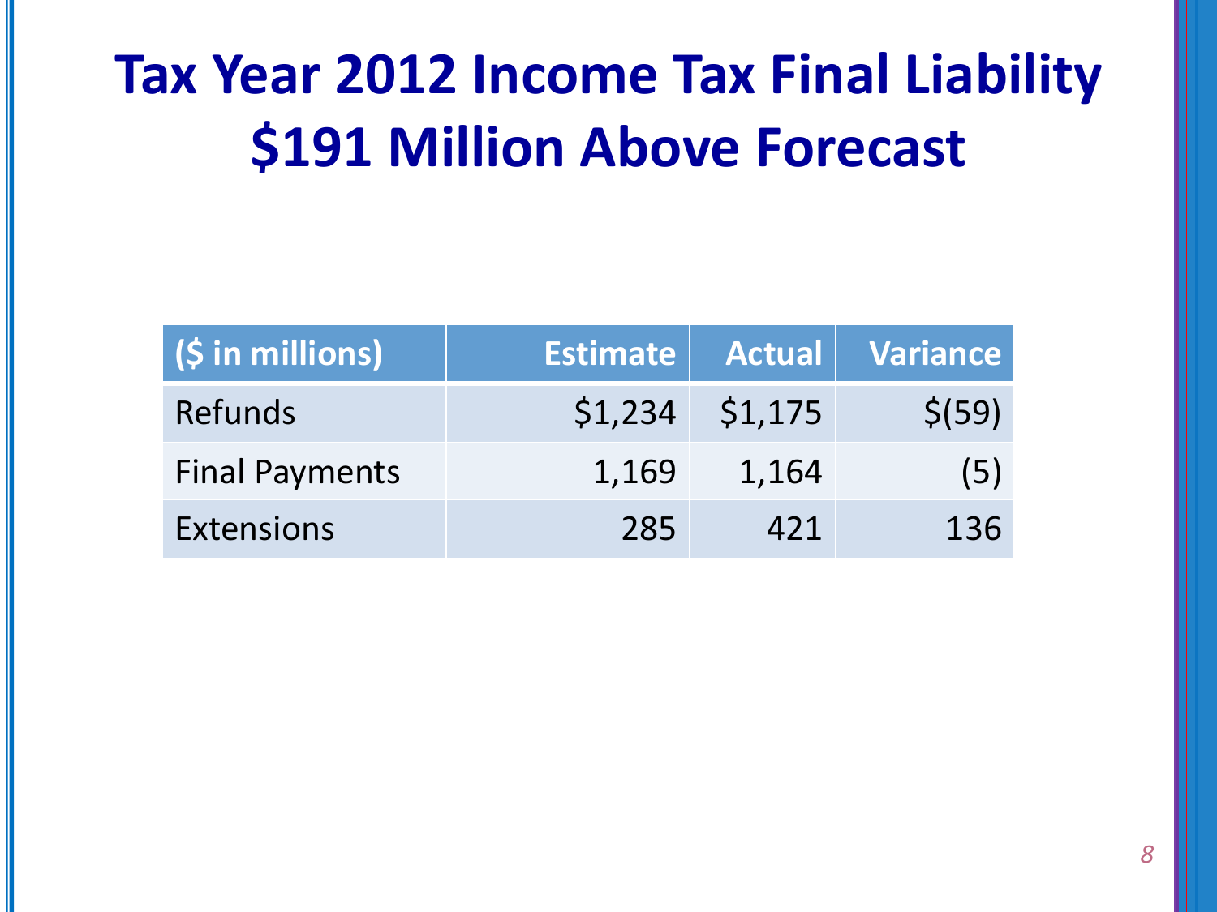# Tax Year 2012 Income Tax Final Liability $191 Million Above Forecast

| ($ in millions) | Estimate | Actual | Variance |
|---|---:|---:|---:|
| Refunds | $1,234 | $1,175 | $(59) |
| Final Payments | 1,169 | 1,164 | (5) |
| Extensions | 285 | 421 | 136 |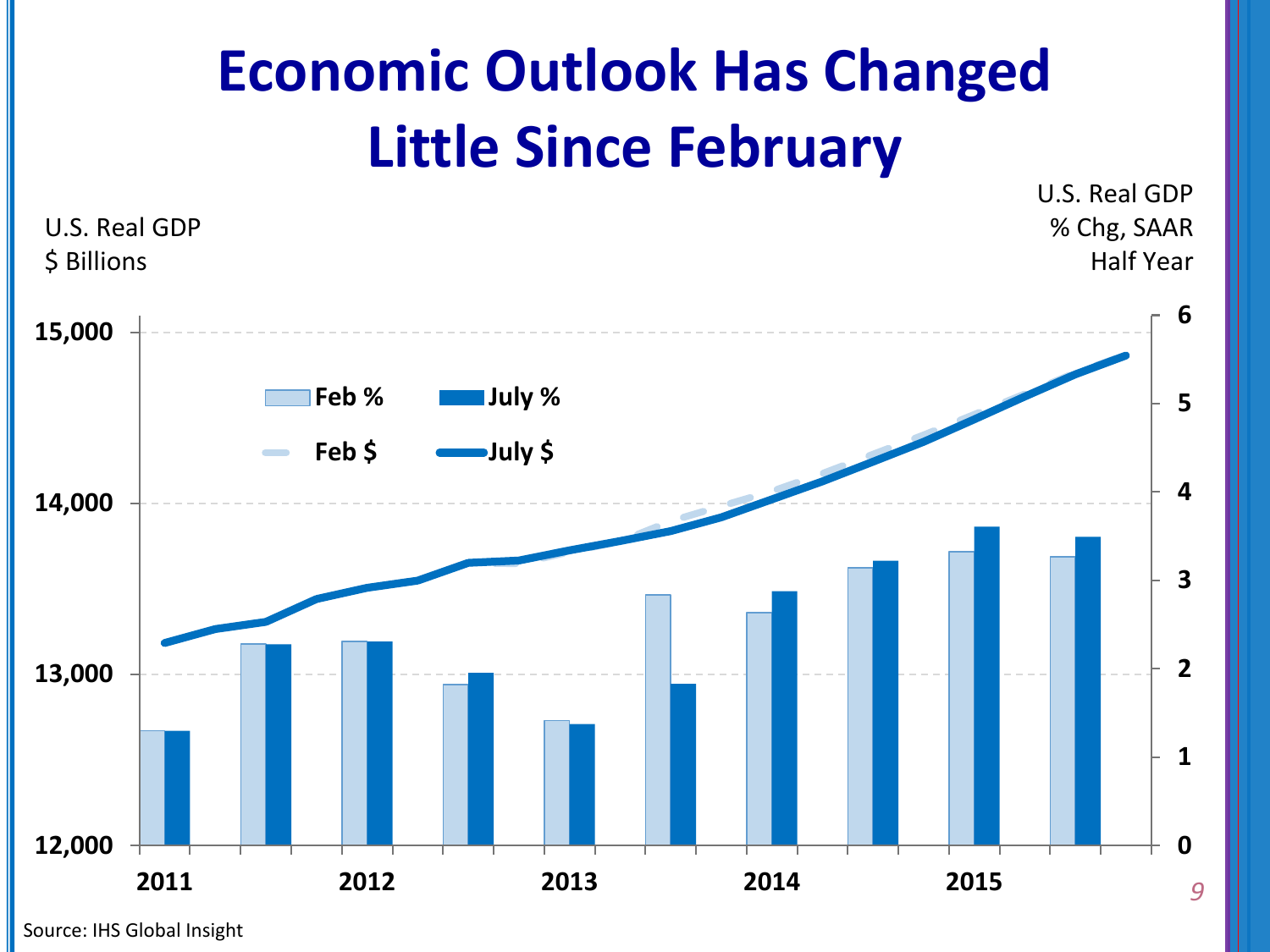# Economic Outlook Has Changed Little Since February

U.S. Real GDP
$ Billions

U.S. Real GDP
% Chg, SAAR
Half Year

Feb % | July % | Feb $ | July $

15,000
14,000
13,000
12,000

6
5
4
3
2
1
0

2011 2012 2013 2014 2015

Source: IHS Global Insight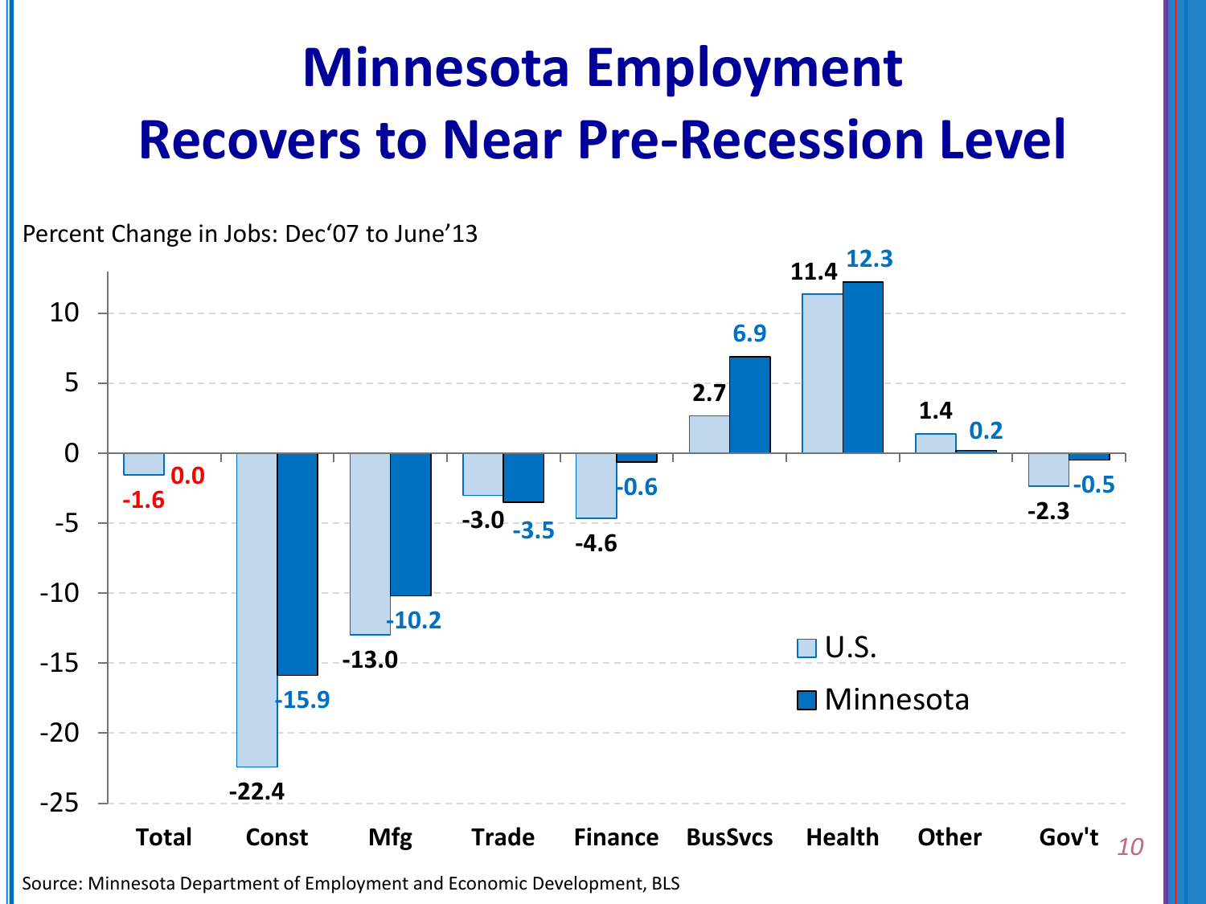# Minnesota Employment Recovers to Near Pre-Recession Level

Percent Change in Jobs: Dec'07 to June'13

| | Total | Const | Mfg | Trade | Finance | BusSvcs | Health | Other | Gov't |
|---|---|---|---|---|---|---|---|---|---|
| U.S. | -1.6 | -22.4 | -13.0 | -3.0 | -4.6 | 2.7 | 11.4 | 1.4 | -2.3 |
| Minnesota | 0.0 | -15.9 | -10.2 | -3.5 | -0.6 | 6.9 | 12.3 | 0.2 | -0.5 |

Source: Minnesota Department of Employment and Economic Development, BLS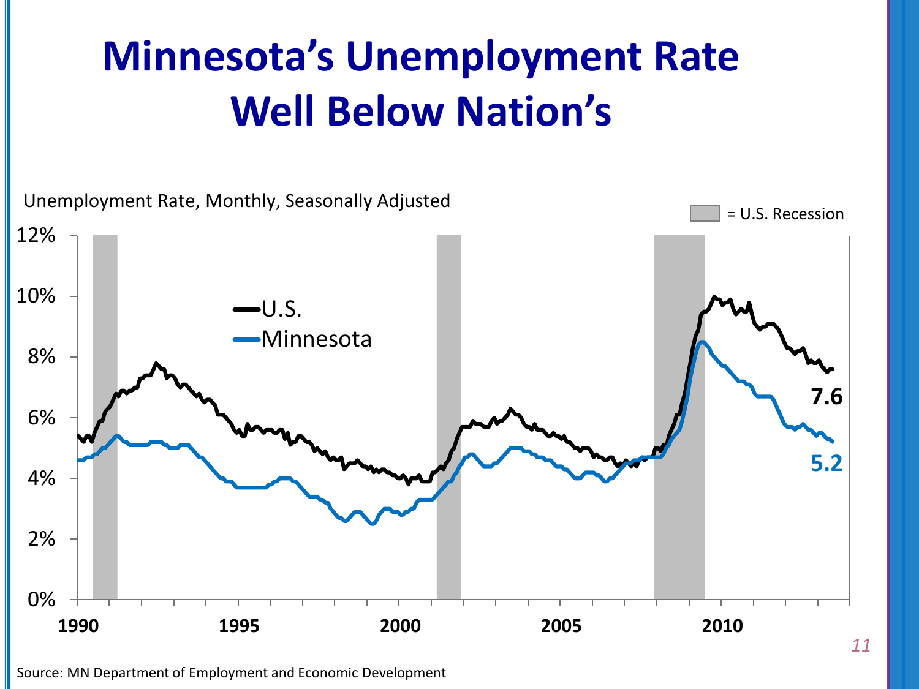# Minnesota's Unemployment Rate Well Below Nation's

Unemployment Rate, Monthly, Seasonally Adjusted

= U.S. Recession

12%
10%
8%
6%
4%
2%
0%

U.S.
Minnesota

7.6
5.2

1990 1995 2000 2005 2010

Source: MN Department of Employment and Economic Development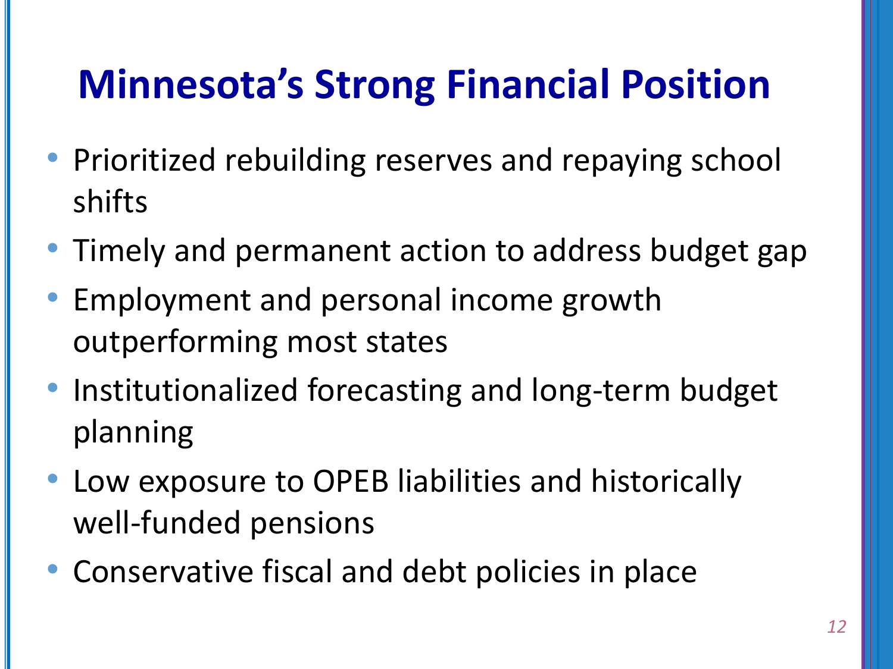# Minnesota's Strong Financial Position

- Prioritized rebuilding reserves and repaying school shifts
- Timely and permanent action to address budget gap
- Employment and personal income growth outperforming most states
- Institutionalized forecasting and long-term budget planning
- Low exposure to OPEB liabilities and historically well-funded pensions
- Conservative fiscal and debt policies in place